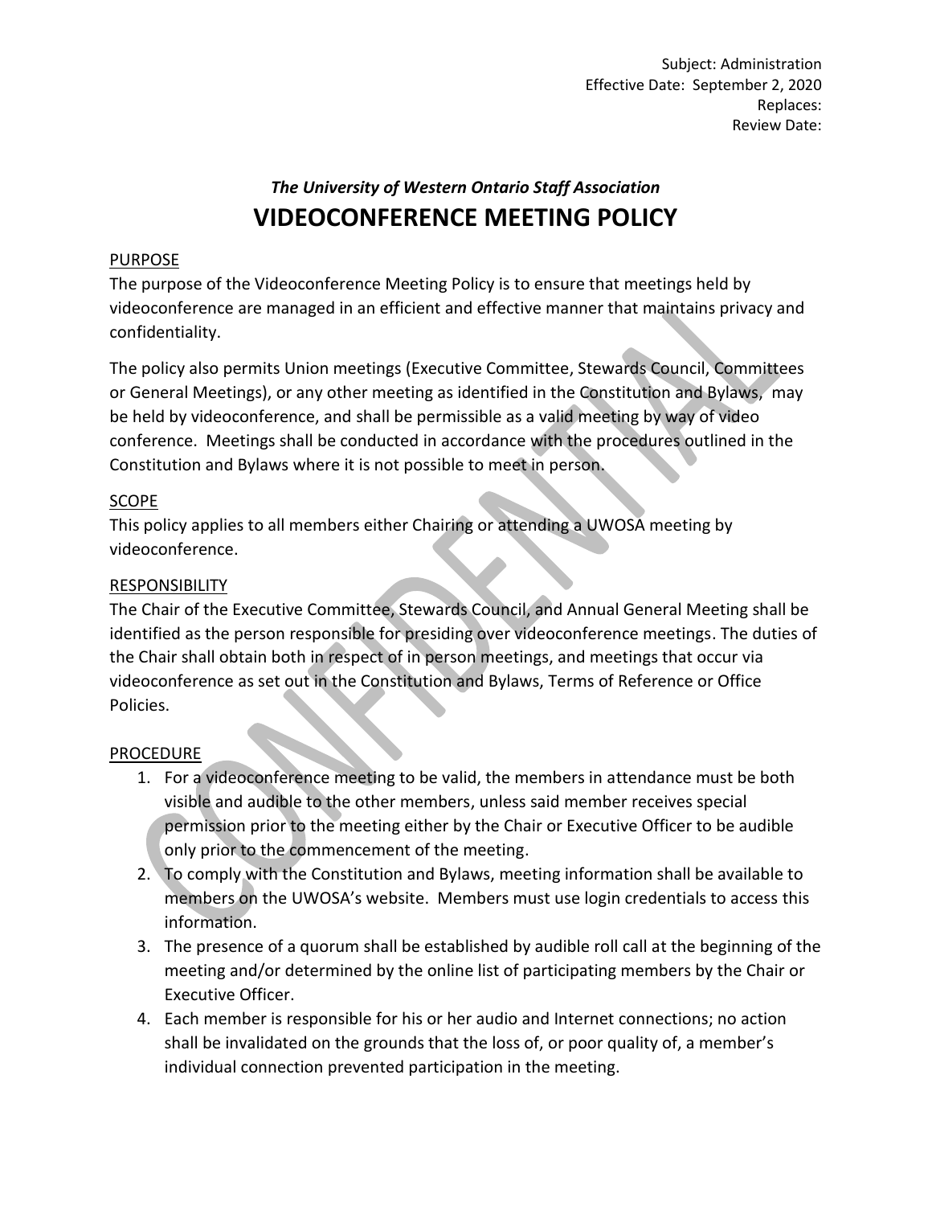Subject: Administration
Effective Date: September 2, 2020
Replaces:
Review Date:

### *The University of Western Ontario Staff Association*

# VIDEOCONFERENCE MEETING POLICY

## PURPOSE

The purpose of the Videoconference Meeting Policy is to ensure that meetings held by videoconference are managed in an efficient and effective manner that maintains privacy and confidentiality.

The policy also permits Union meetings (Executive Committee, Stewards Council, Committees or General Meetings), or any other meeting as identified in the Constitution and Bylaws, may be held by videoconference, and shall be permissible as a valid meeting by way of video conference. Meetings shall be conducted in accordance with the procedures outlined in the Constitution and Bylaws where it is not possible to meet in person.

## SCOPE

This policy applies to all members either Chairing or attending a UWOSA meeting by videoconference.

## RESPONSIBILITY

The Chair of the Executive Committee, Stewards Council, and Annual General Meeting shall be identified as the person responsible for presiding over videoconference meetings. The duties of the Chair shall obtain both in respect of in person meetings, and meetings that occur via videoconference as set out in the Constitution and Bylaws, Terms of Reference or Office Policies.

## PROCEDURE

1. For a videoconference meeting to be valid, the members in attendance must be both visible and audible to the other members, unless said member receives special permission prior to the meeting either by the Chair or Executive Officer to be audible only prior to the commencement of the meeting.
2. To comply with the Constitution and Bylaws, meeting information shall be available to members on the UWOSA's website. Members must use login credentials to access this information.
3. The presence of a quorum shall be established by audible roll call at the beginning of the meeting and/or determined by the online list of participating members by the Chair or Executive Officer.
4. Each member is responsible for his or her audio and Internet connections; no action shall be invalidated on the grounds that the loss of, or poor quality of, a member's individual connection prevented participation in the meeting.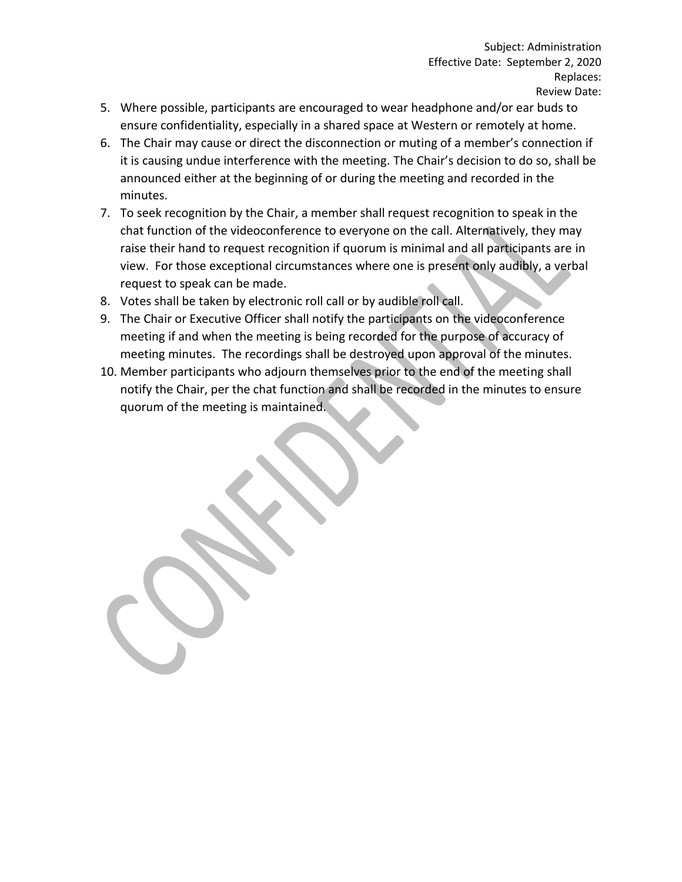5. Where possible, participants are encouraged to wear headphone and/or ear buds to ensure confidentiality, especially in a shared space at Western or remotely at home.
6. The Chair may cause or direct the disconnection or muting of a member's connection if it is causing undue interference with the meeting. The Chair's decision to do so, shall be announced either at the beginning of or during the meeting and recorded in the minutes.
7. To seek recognition by the Chair, a member shall request recognition to speak in the chat function of the videoconference to everyone on the call. Alternatively, they may raise their hand to request recognition if quorum is minimal and all participants are in view. For those exceptional circumstances where one is present only audibly, a verbal request to speak can be made.
8. Votes shall be taken by electronic roll call or by audible roll call.
9. The Chair or Executive Officer shall notify the participants on the videoconference meeting if and when the meeting is being recorded for the purpose of accuracy of meeting minutes. The recordings shall be destroyed upon approval of the minutes.
10. Member participants who adjourn themselves prior to the end of the meeting shall notify the Chair, per the chat function and shall be recorded in the minutes to ensure quorum of the meeting is maintained.